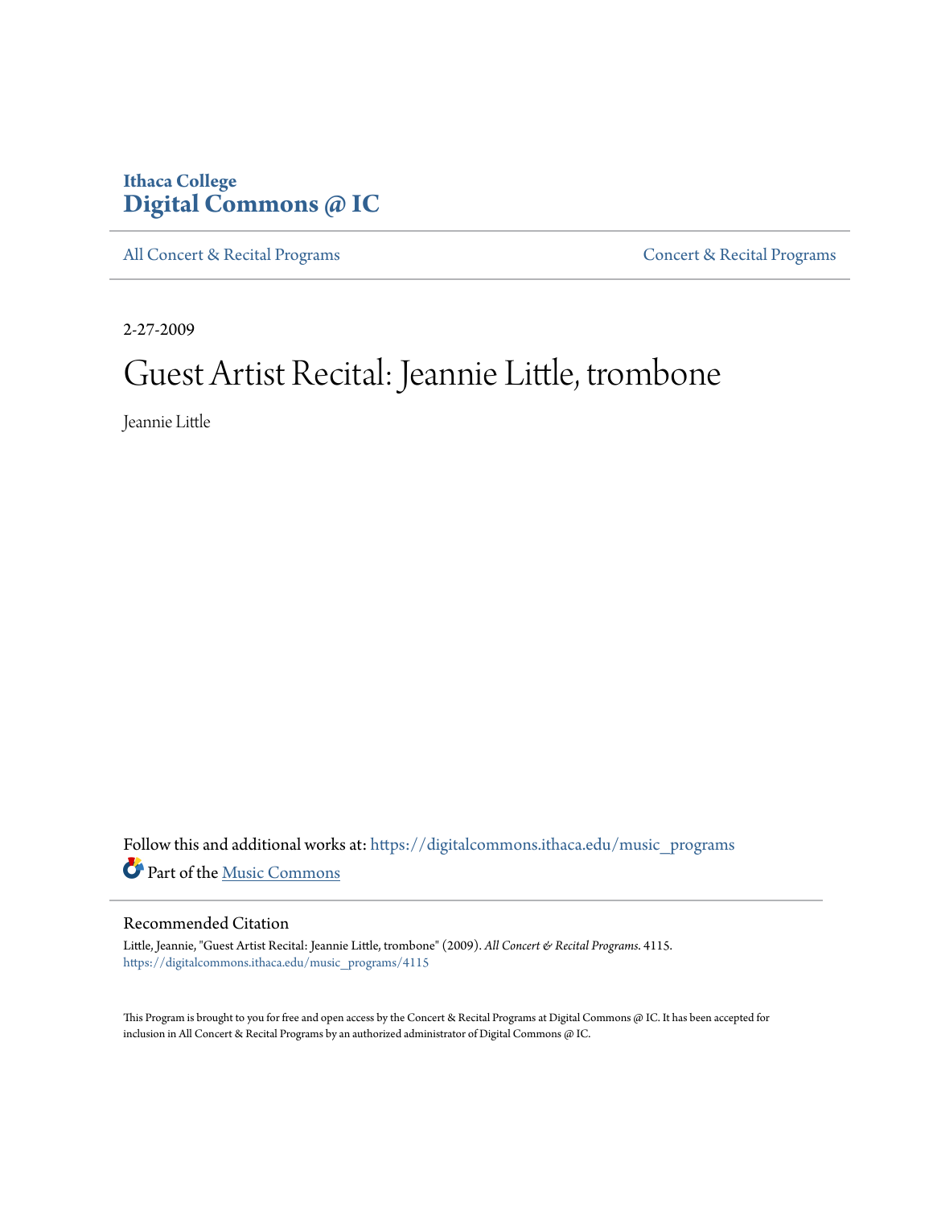Ithaca College
**Digital Commons @ IC**

All Concert & Recital Programs | Concert & Recital Programs

2-27-2009

# Guest Artist Recital: Jeannie Little, trombone

Jeannie Little

Follow this and additional works at: https://digitalcommons.ithaca.edu/music_programs

Part of the Music Commons

## Recommended Citation

Little, Jeannie, "Guest Artist Recital: Jeannie Little, trombone" (2009). *All Concert & Recital Programs*. 4115.
https://digitalcommons.ithaca.edu/music_programs/4115

This Program is brought to you for free and open access by the Concert & Recital Programs at Digital Commons @ IC. It has been accepted for inclusion in All Concert & Recital Programs by an authorized administrator of Digital Commons @ IC.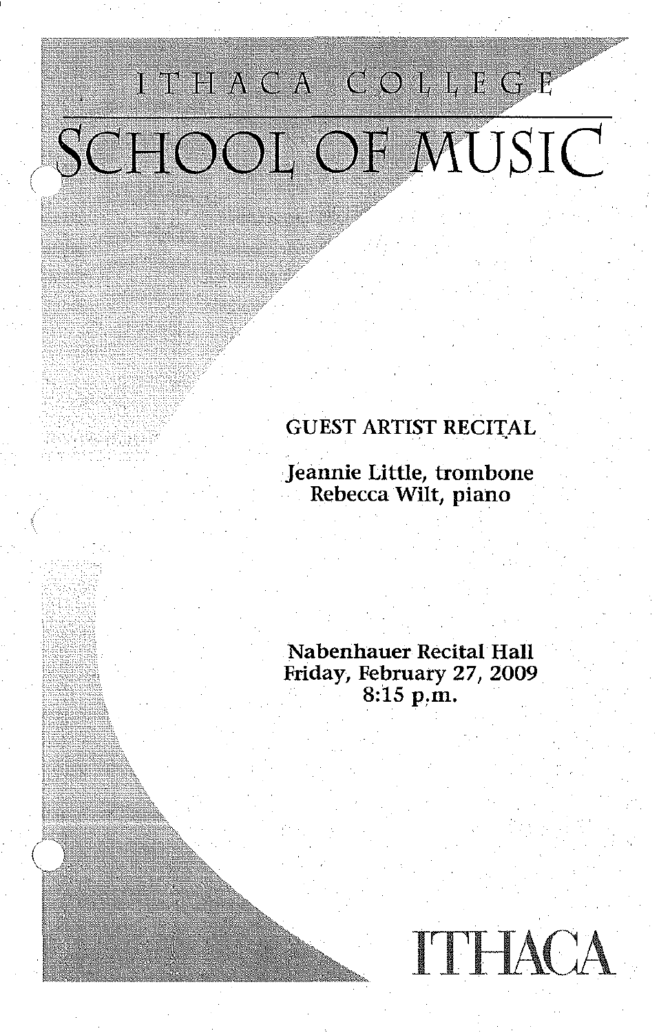ITHACA COLLEGE

# SCHOOL OF MUSIC

GUEST ARTIST RECITAL

Jeannie Little, trombone
Rebecca Wilt, piano

Nabenhauer Recital Hall
Friday, February 27, 2009
8:15 p.m.

ITHACA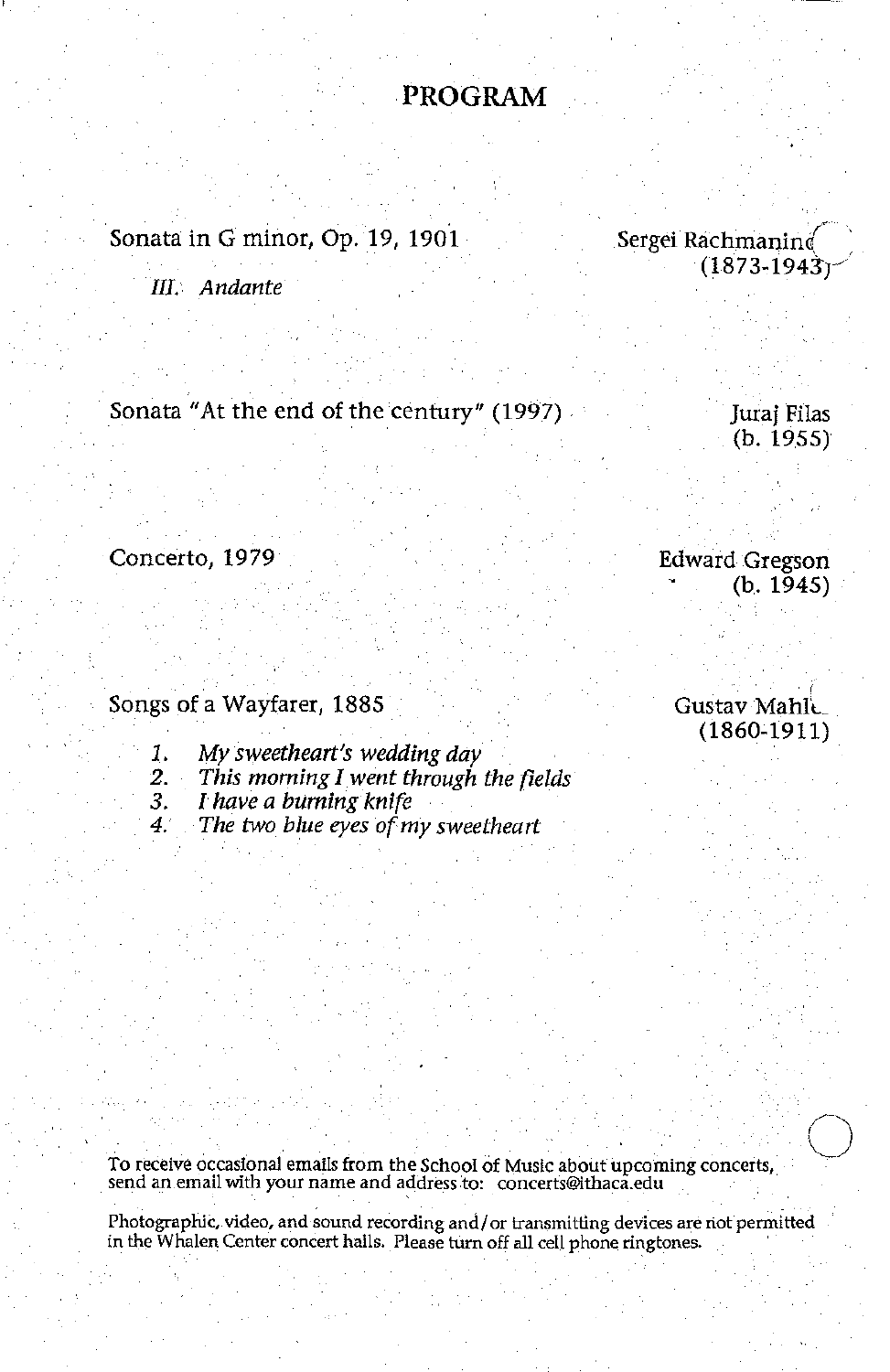# PROGRAM

Sonata in G minor, Op. 19, 1901 — Sergei Rachmanino (1873-1943)

*III. Andante*

Sonata "At the end of the century" (1997) — Juraj Filas (b. 1955)

Concerto, 1979 — Edward Gregson (b. 1945)

Songs of a Wayfarer, 1885 — Gustav Mahl (1860-1911)

1. *My sweetheart's wedding day*
2. *This morning I went through the fields*
3. *I have a burning knife*
4. *The two blue eyes of my sweetheart*

To receive occasional emails from the School of Music about upcoming concerts, send an email with your name and address to: concerts@ithaca.edu

Photographic, video, and sound recording and/or transmitting devices are not permitted in the Whalen Center concert halls. Please turn off all cell phone ringtones.